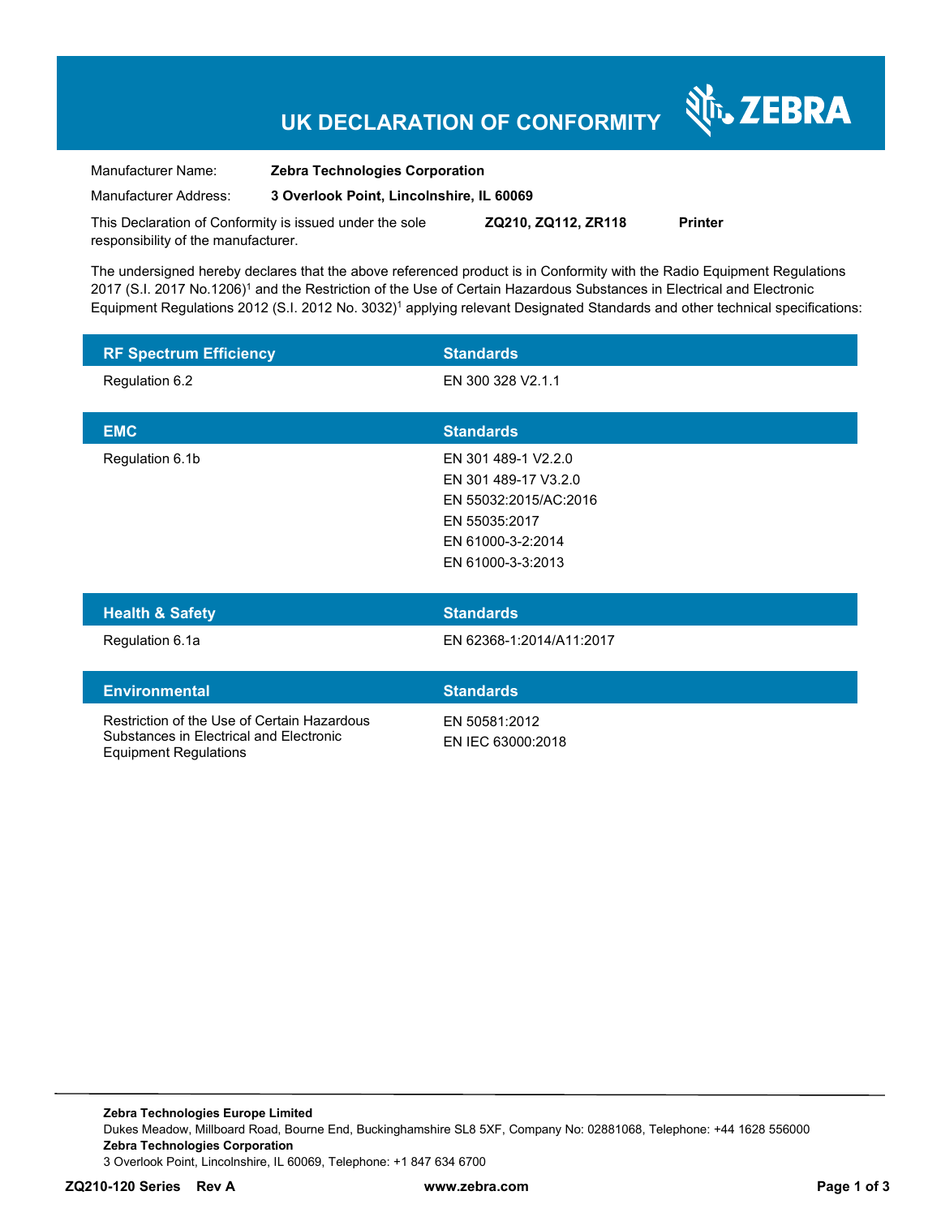# UK DECLARATION OF CONFORMITY

ZEBRA

| | |
|---|---|
| Manufacturer Name: | **Zebra Technologies Corporation** |
| Manufacturer Address: | **3 Overlook Point, Lincolnshire, IL 60069** |

This Declaration of Conformity is issued under the sole responsibility of the manufacturer. **ZQ210, ZQ112, ZR118** **Printer**

The undersigned hereby declares that the above referenced product is in Conformity with the Radio Equipment Regulations 2017 (S.I. 2017 No.1206)[1] and the Restriction of the Use of Certain Hazardous Substances in Electrical and Electronic Equipment Regulations 2012 (S.I. 2012 No. 3032)[1] applying relevant Designated Standards and other technical specifications:

| RF Spectrum Efficiency | Standards |
|---|---|
| Regulation 6.2 | EN 300 328 V2.1.1 |

| EMC | Standards |
|---|---|
| Regulation 6.1b | EN 301 489-1 V2.2.0<br>EN 301 489-17 V3.2.0<br>EN 55032:2015/AC:2016<br>EN 55035:2017<br>EN 61000-3-2:2014<br>EN 61000-3-3:2013 |

| Health & Safety | Standards |
|---|---|
| Regulation 6.1a | EN 62368-1:2014/A11:2017 |

| Environmental | Standards |
|---|---|
| Restriction of the Use of Certain Hazardous Substances in Electrical and Electronic Equipment Regulations | EN 50581:2012<br>EN IEC 63000:2018 |

**Zebra Technologies Europe Limited**
Dukes Meadow, Millboard Road, Bourne End, Buckinghamshire SL8 5XF, Company No: 02881068, Telephone: +44 1628 556000
**Zebra Technologies Corporation**
3 Overlook Point, Lincolnshire, IL 60069, Telephone: +1 847 634 6700

**ZQ210-120 Series Rev A** **www.zebra.com**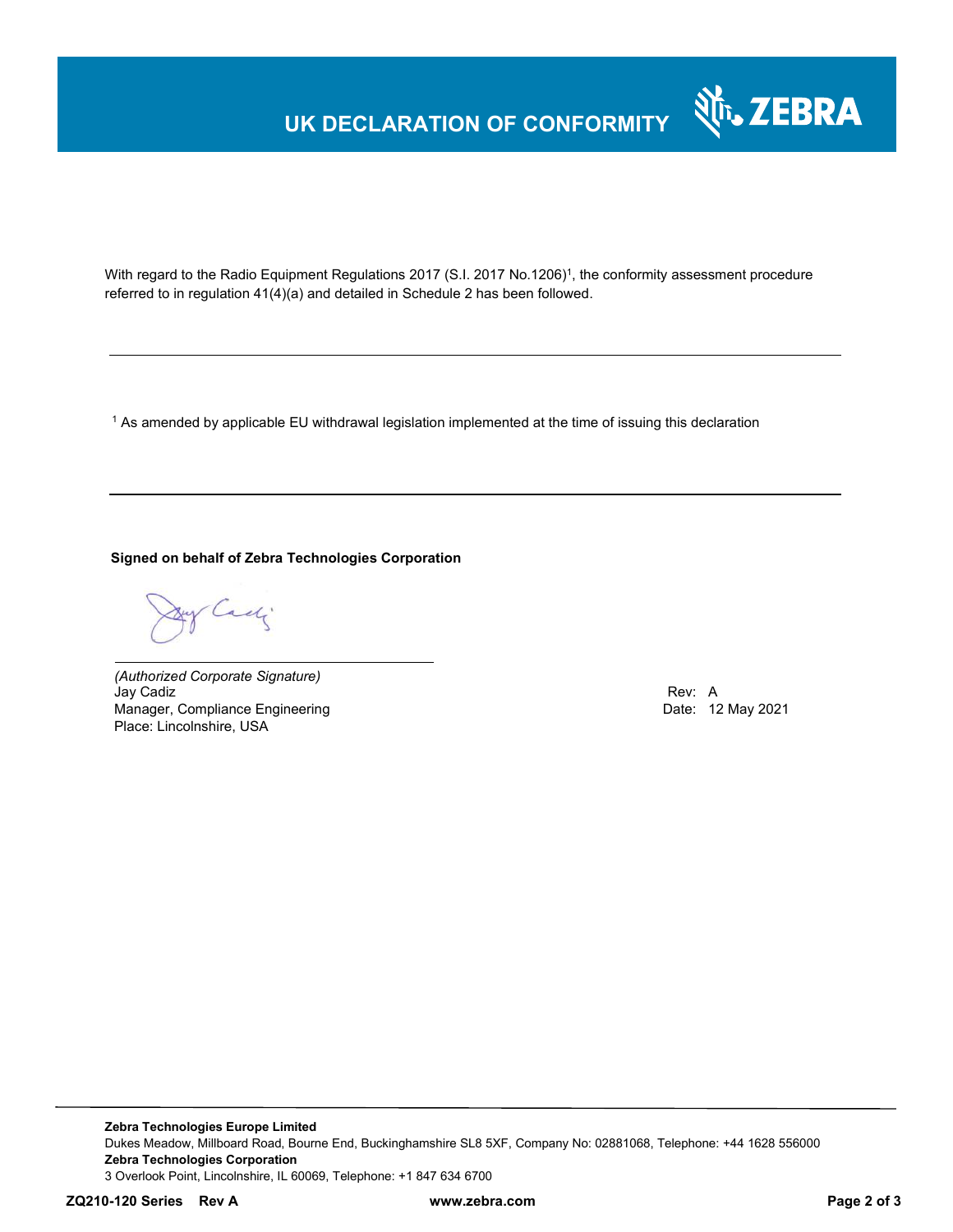# UK DECLARATION OF CONFORMITY

With regard to the Radio Equipment Regulations 2017 (S.I. 2017 No.1206)[1], the conformity assessment procedure referred to in regulation 41(4)(a) and detailed in Schedule 2 has been followed.

---

[1] As amended by applicable EU withdrawal legislation implemented at the time of issuing this declaration

---

**Signed on behalf of Zebra Technologies Corporation**

*(Authorized Corporate Signature)*
Jay Cadiz
Manager, Compliance Engineering
Place: Lincolnshire, USA

Rev: A
Date: 12 May 2021

---

**Zebra Technologies Europe Limited**
Dukes Meadow, Millboard Road, Bourne End, Buckinghamshire SL8 5XF, Company No: 02881068, Telephone: +44 1628 556000
**Zebra Technologies Corporation**
3 Overlook Point, Lincolnshire, IL 60069, Telephone: +1 847 634 6700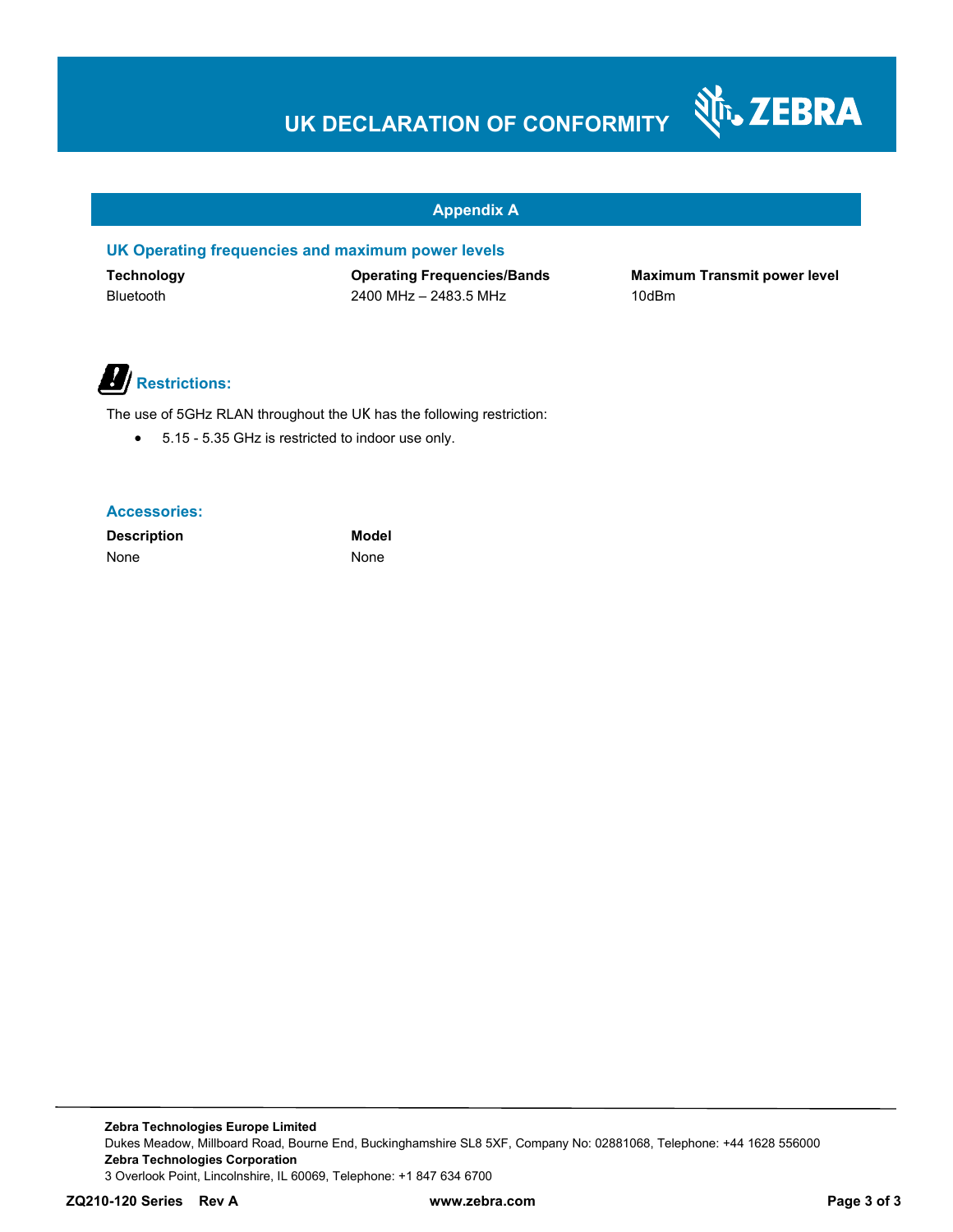# UK DECLARATION OF CONFORMITY

## Appendix A

### UK Operating frequencies and maximum power levels

| Technology | Operating Frequencies/Bands | Maximum Transmit power level |
|---|---|---|
| Bluetooth | 2400 MHz – 2483.5 MHz | 10dBm |

### Restrictions:

The use of 5GHz RLAN throughout the UK has the following restriction:

- 5.15 - 5.35 GHz is restricted to indoor use only.

### Accessories:

| Description | Model |
|---|---|
| None | None |

**Zebra Technologies Europe Limited**
Dukes Meadow, Millboard Road, Bourne End, Buckinghamshire SL8 5XF, Company No: 02881068, Telephone: +44 1628 556000
**Zebra Technologies Corporation**
3 Overlook Point, Lincolnshire, IL 60069, Telephone: +1 847 634 6700